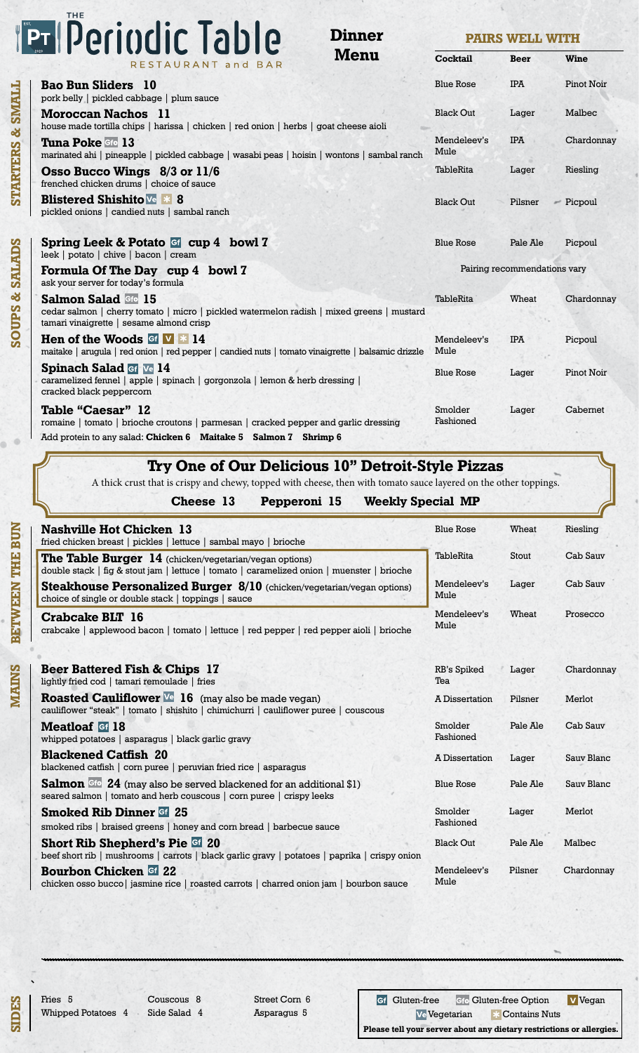# The Periodic Table Restaurant and Bar

EST. 2020

## Dinner Menu

### STARTERS & SMALL

| Dish | Cocktail | Beer | Wine |
| --- | --- | --- | --- |
| **Bao Bun Sliders 10** pork belly \| pickled cabbage \| plum sauce | Blue Rose | IPA | Pinot Noir |
| **Moroccan Nachos 11** house made tortilla chips \| harissa \| chicken \| red onion \| herbs \| goat cheese aioli | Black Out | Lager | Malbec |
| **Tuna Poke** Gfo **13** marinated ahi \| pineapple \| pickled cabbage \| wasabi peas \| hoisin \| wontons \| sambal ranch | Mendeleev's Mule | IPA | Chardonnay |
| **Osso Bucco Wings 8/3 or 11/6** frenched chicken drums \| choice of sauce | TableRita | Lager | Riesling |
| **Blistered Shishito** Ve * **8** pickled onions \| candied nuts \| sambal ranch | Black Out | Pilsner | Picpoul |

### SOUPS & SALADS

| Dish | Cocktail | Beer | Wine |
| --- | --- | --- | --- |
| **Spring Leek & Potato** Gf **cup 4 bowl 7** leek \| potato \| chive \| bacon \| cream | Blue Rose | Pale Ale | Picpoul |
| **Formula Of The Day cup 4 bowl 7** ask your server for today's formula | Pairing recommendations vary | | |
| **Salmon Salad** Gfo **15** cedar salmon \| cherry tomato \| micro \| pickled watermelon radish \| mixed greens \| mustard tamari vinaigrette \| sesame almond crisp | TableRita | Wheat | Chardonnay |
| **Hen of the Woods** Gf V * **14** maitake \| arugula \| red onion \| red pepper \| candied nuts \| tomato vinaigrette \| balsamic drizzle | Mendeleev's Mule | IPA | Picpoul |
| **Spinach Salad** Gf Ve **14** caramelized fennel \| apple \| spinach \| gorgonzola \| lemon & herb dressing \| cracked black peppercorn | Blue Rose | Lager | Pinot Noir |
| **Table "Caesar" 12** romaine \| tomato \| brioche croutons \| parmesan \| cracked pepper and garlic dressing | Smolder Fashioned | Lager | Cabernet |

Add protein to any salad: **Chicken 6 Maitake 5 Salmon 7 Shrimp 6**

## Try One of Our Delicious 10" Detroit-Style Pizzas

A thick crust that is crispy and chewy, topped with cheese, then with tomato sauce layered on the other toppings.

**Cheese 13 Pepperoni 15 Weekly Special MP**

### BETWEEN THE BUN

| Dish | Cocktail | Beer | Wine |
| --- | --- | --- | --- |
| **Nashville Hot Chicken 13** fried chicken breast \| pickles \| lettuce \| sambal mayo \| brioche | Blue Rose | Wheat | Riesling |
| **The Table Burger 14** (chicken/vegetarian/vegan options) double stack \| fig & stout jam \| lettuce \| tomato \| caramelized onion \| muenster \| brioche | TableRita | Stout | Cab Sauv |
| **Steakhouse Personalized Burger 8/10** (chicken/vegetarian/vegan options) choice of single or double stack \| toppings \| sauce | Mendeleev's Mule | Lager | Cab Sauv |
| **Crabcake BLT 16** crabcake \| applewood bacon \| tomato \| lettuce \| red pepper \| red pepper aioli \| brioche | Mendeleev's Mule | Wheat | Prosecco |

### MAINS

| Dish | Cocktail | Beer | Wine |
| --- | --- | --- | --- |
| **Beer Battered Fish & Chips 17** lightly fried cod \| tamari remoulade \| fries | RB's Spiked Tea | Lager | Chardonnay |
| **Roasted Cauliflower** Ve **16** (may also be made vegan) cauliflower "steak" \| tomato \| shishito \| chimichurri \| cauliflower puree \| couscous | A Dissertation | Pilsner | Merlot |
| **Meatloaf** Gf **18** whipped potatoes \| asparagus \| black garlic gravy | Smolder Fashioned | Pale Ale | Cab Sauv |
| **Blackened Catfish 20** blackened catfish \| corn puree \| peruvian fried rice \| asparagus | A Dissertation | Lager | Sauv Blanc |
| **Salmon** Gfo **24** (may also be served blackened for an additional $1) seared salmon \| tomato and herb couscous \| corn puree \| crispy leeks | Blue Rose | Pale Ale | Sauv Blanc |
| **Smoked Rib Dinner** Gf **25** smoked ribs \| braised greens \| honey and corn bread \| barbecue sauce | Smolder Fashioned | Lager | Merlot |
| **Short Rib Shepherd's Pie** Gf **20** beef short rib \| mushrooms \| carrots \| black garlic gravy \| potatoes \| paprika \| crispy onion | Black Out | Pale Ale | Malbec |
| **Bourbon Chicken** Gf **22** chicken osso bucco\| jasmine rice \| roasted carrots \| charred onion jam \| bourbon sauce | Mendeleev's Mule | Pilsner | Chardonnay |

### SIDES

Fries 5 | Whipped Potatoes 4 | Couscous 8 | Side Salad 4 | Street Corn 6 | Asparagus 5

Gf Gluten-free | Gfo Gluten-free Option | V Vegan | Ve Vegetarian | * Contains Nuts

**Please tell your server about any dietary restrictions or allergies.**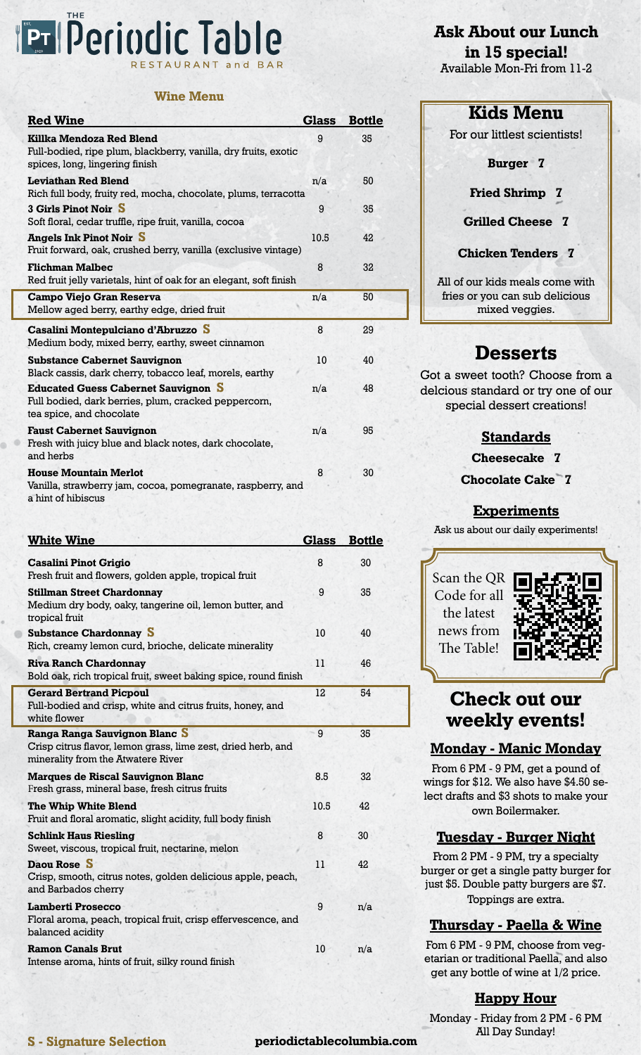# THE Periodic Table RESTAURANT and BAR

EST. 2020

## Wine Menu

| Red Wine | Glass | Bottle |
|---|---|---|
| **Killka Mendoza Red Blend**<br>Full-bodied, ripe plum, blackberry, vanilla, dry fruits, exotic spices, long, lingering finish | 9 | 35 |
| **Leviathan Red Blend**<br>Rich full body, fruity red, mocha, chocolate, plums, terracotta | n/a | 50 |
| **3 Girls Pinot Noir S**<br>Soft floral, cedar truffle, ripe fruit, vanilla, cocoa | 9 | 35 |
| **Angels Ink Pinot Noir S**<br>Fruit forward, oak, crushed berry, vanilla (exclusive vintage) | 10.5 | 42 |
| **Flichman Malbec**<br>Red fruit jelly varietals, hint of oak for an elegant, soft finish | 8 | 32 |
| **Campo Viejo Gran Reserva**<br>Mellow aged berry, earthy edge, dried fruit | n/a | 50 |
| **Casalini Montepulciano d'Abruzzo S**<br>Medium body, mixed berry, earthy, sweet cinnamon | 8 | 29 |
| **Substance Cabernet Sauvignon**<br>Black cassis, dark cherry, tobacco leaf, morels, earthy | 10 | 40 |
| **Educated Guess Cabernet Sauvignon S**<br>Full bodied, dark berries, plum, cracked peppercorn, tea spice, and chocolate | n/a | 48 |
| **Faust Cabernet Sauvignon**<br>Fresh with juicy blue and black notes, dark chocolate, and herbs | n/a | 95 |
| **House Mountain Merlot**<br>Vanilla, strawberry jam, cocoa, pomegranate, raspberry, and a hint of hibiscus | 8 | 30 |

| White Wine | Glass | Bottle |
|---|---|---|
| **Casalini Pinot Grigio**<br>Fresh fruit and flowers, golden apple, tropical fruit | 8 | 30 |
| **Stillman Street Chardonnay**<br>Medium dry body, oaky, tangerine oil, lemon butter, and tropical fruit | 9 | 35 |
| **Substance Chardonnay S**<br>Rich, creamy lemon curd, brioche, delicate minerality | 10 | 40 |
| **Riva Ranch Chardonnay**<br>Bold oak, rich tropical fruit, sweet baking spice, round finish | 11 | 46 |
| **Gerard Bertrand Picpoul**<br>Full-bodied and crisp, white and citrus fruits, honey, and white flower | 12 | 54 |
| **Ranga Ranga Sauvignon Blanc S**<br>Crisp citrus flavor, lemon grass, lime zest, dried herb, and minerality from the Atwatere River | 9 | 35 |
| **Marques de Riscal Sauvignon Blanc**<br>Fresh grass, mineral base, fresh citrus fruits | 8.5 | 32 |
| **The Whip White Blend**<br>Fruit and floral aromatic, slight acidity, full body finish | 10.5 | 42 |
| **Schlink Haus Riesling**<br>Sweet, viscous, tropical fruit, nectarine, melon | 8 | 30 |
| **Daou Rose S**<br>Crisp, smooth, citrus notes, golden delicious apple, peach, and Barbados cherry | 11 | 42 |
| **Lamberti Prosecco**<br>Floral aroma, peach, tropical fruit, crisp effervescence, and balanced acidity | 9 | n/a |
| **Ramon Canals Brut**<br>Intense aroma, hints of fruit, silky round finish | 10 | n/a |

**S - Signature Selection**

**periodictablecolumbia.com**

## Ask About our Lunch in 15 special!

Available Mon-Fri from 11-2

## Kids Menu

For our littlest scientists!

**Burger 7**

**Fried Shrimp 7**

**Grilled Cheese 7**

**Chicken Tenders 7**

All of our kids meals come with fries or you can sub delicious mixed veggies.

## Desserts

Got a sweet tooth? Choose from a delcious standard or try one of our special dessert creations!

### Standards

**Cheesecake 7**

**Chocolate Cake 7**

### Experiments

Ask us about our daily experiments!

Scan the QR Code for all the latest news from The Table!

## Check out our weekly events!

### Monday - Manic Monday

From 6 PM - 9 PM, get a pound of wings for $12. We also have $4.50 select drafts and $3 shots to make your own Boilermaker.

### Tuesday - Burger Night

From 2 PM - 9 PM, try a specialty burger or get a single patty burger for just $5. Double patty burgers are $7. Toppings are extra.

### Thursday - Paella & Wine

Fom 6 PM - 9 PM, choose from vegetarian or traditional Paella, and also get any bottle of wine at 1/2 price.

### Happy Hour

Monday - Friday from 2 PM - 6 PM
All Day Sunday!